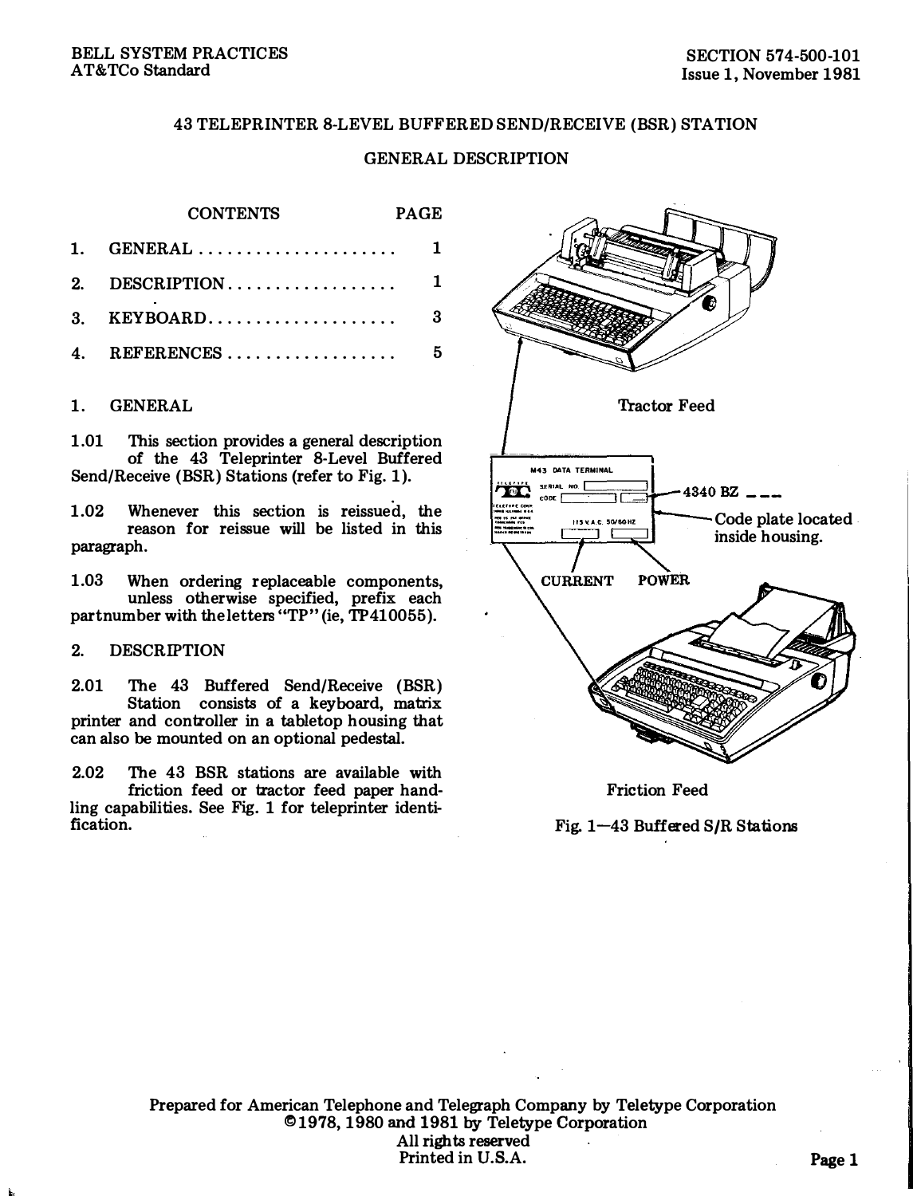BELL SYSTEM PRACTICES
AT&TCo Standard

SECTION 574-500-101
Issue 1, November 1981

# 43 TELEPRINTER 8-LEVEL BUFFERED SEND/RECEIVE (BSR) STATION

## GENERAL DESCRIPTION

| CONTENTS | PAGE |
|---|---|
| 1. GENERAL | 1 |
| 2. DESCRIPTION | 1 |
| 3. KEYBOARD | 3 |
| 4. REFERENCES | 5 |

### 1. GENERAL

1.01 This section provides a general description of the 43 Teleprinter 8-Level Buffered Send/Receive (BSR) Stations (refer to Fig. 1).

1.02 Whenever this section is reissued, the reason for reissue will be listed in this paragraph.

1.03 When ordering replaceable components, unless otherwise specified, prefix each partnumber with the letters "TP" (ie, TP410055).

### 2. DESCRIPTION

2.01 The 43 Buffered Send/Receive (BSR) Station consists of a keyboard, matrix printer and controller in a tabletop housing that can also be mounted on an optional pedestal.

2.02 The 43 BSR stations are available with friction feed or tractor feed paper handling capabilities. See Fig. 1 for teleprinter identification.

Tractor Feed

M43 DATA TERMINAL — SERIAL NO. — CODE — 115 V.A.C. 50/60 HZ

4340 BZ ___

Code plate located inside housing.

CURRENT POWER

Friction Feed

Fig. 1—43 Buffered S/R Stations

Prepared for American Telephone and Telegraph Company by Teletype Corporation
©1978, 1980 and 1981 by Teletype Corporation
All rights reserved
Printed in U.S.A.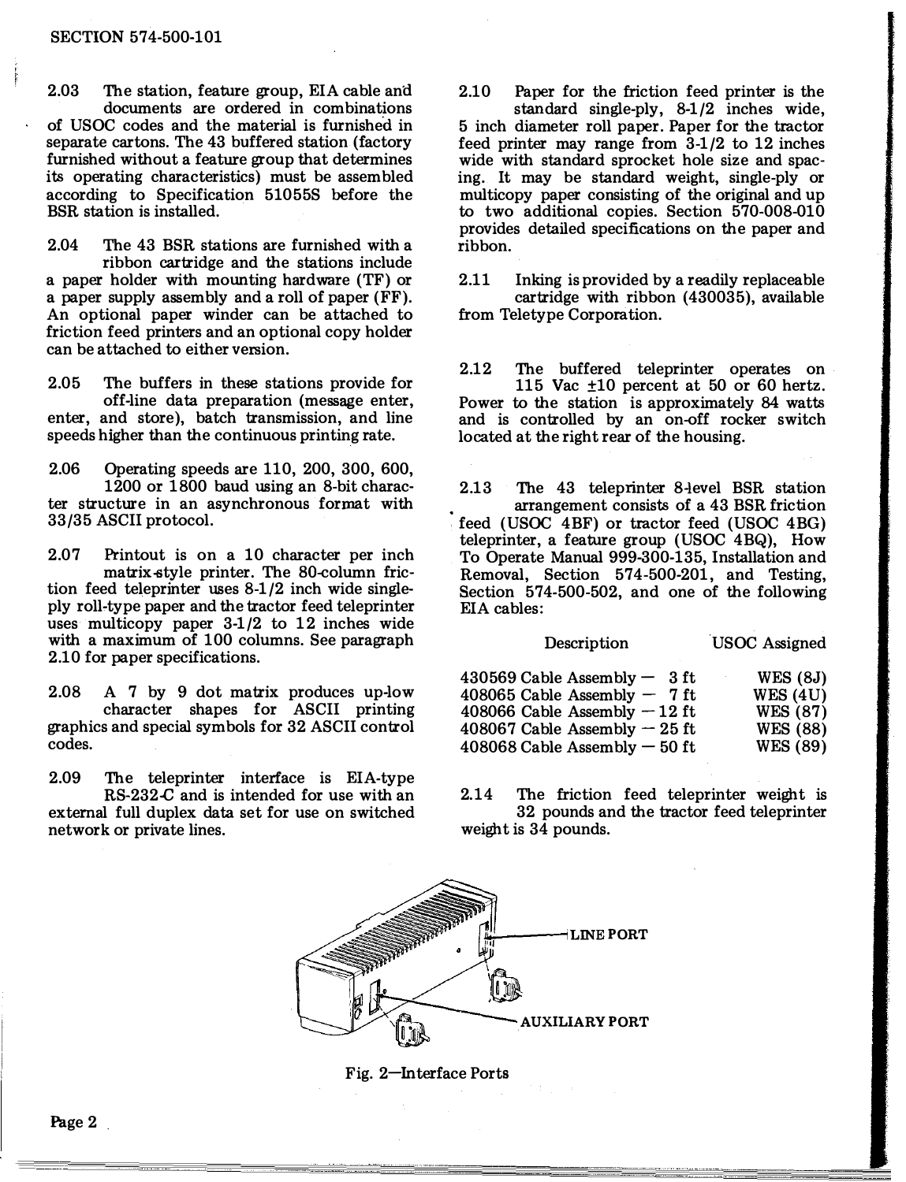2.03 The station, feature group, EIA cable and documents are ordered in combinations of USOC codes and the material is furnished in separate cartons. The 43 buffered station (factory furnished without a feature group that determines its operating characteristics) must be assembled according to Specification 51055S before the BSR station is installed.

2.04 The 43 BSR stations are furnished with a ribbon cartridge and the stations include a paper holder with mounting hardware (TF) or a paper supply assembly and a roll of paper (FF). An optional paper winder can be attached to friction feed printers and an optional copy holder can be attached to either version.

2.05 The buffers in these stations provide for off-line data preparation (message enter, enter, and store), batch transmission, and line speeds higher than the continuous printing rate.

2.06 Operating speeds are 110, 200, 300, 600, 1200 or 1800 baud using an 8-bit character structure in an asynchronous format with 33/35 ASCII protocol.

2.07 Printout is on a 10 character per inch matrix-style printer. The 80-column friction feed teleprinter uses 8-1/2 inch wide single-ply roll-type paper and the tractor feed teleprinter uses multicopy paper 3-1/2 to 12 inches wide with a maximum of 100 columns. See paragraph 2.10 for paper specifications.

2.08 A 7 by 9 dot matrix produces up-low character shapes for ASCII printing graphics and special symbols for 32 ASCII control codes.

2.09 The teleprinter interface is EIA-type RS-232-C and is intended for use with an external full duplex data set for use on switched network or private lines.

2.10 Paper for the friction feed printer is the standard single-ply, 8-1/2 inches wide, 5 inch diameter roll paper. Paper for the tractor feed printer may range from 3-1/2 to 12 inches wide with standard sprocket hole size and spacing. It may be standard weight, single-ply or multicopy paper consisting of the original and up to two additional copies. Section 570-008-010 provides detailed specifications on the paper and ribbon.

2.11 Inking is provided by a readily replaceable cartridge with ribbon (430035), available from Teletype Corporation.

2.12 The buffered teleprinter operates on 115 Vac ±10 percent at 50 or 60 hertz. Power to the station is approximately 84 watts and is controlled by an on-off rocker switch located at the right rear of the housing.

2.13 The 43 teleprinter 8-level BSR station arrangement consists of a 43 BSR friction feed (USOC 4BF) or tractor feed (USOC 4BG) teleprinter, a feature group (USOC 4BQ), How To Operate Manual 999-300-135, Installation and Removal, Section 574-500-201, and Testing, Section 574-500-502, and one of the following EIA cables:

| Description | USOC Assigned |
|---|---|
| 430569 Cable Assembly — 3 ft | WES (8J) |
| 408065 Cable Assembly — 7 ft | WES (4U) |
| 408066 Cable Assembly — 12 ft | WES (87) |
| 408067 Cable Assembly — 25 ft | WES (88) |
| 408068 Cable Assembly — 50 ft | WES (89) |

2.14 The friction feed teleprinter weight is 32 pounds and the tractor feed teleprinter weight is 34 pounds.

LINE PORT

AUXILIARY PORT

Fig. 2—Interface Ports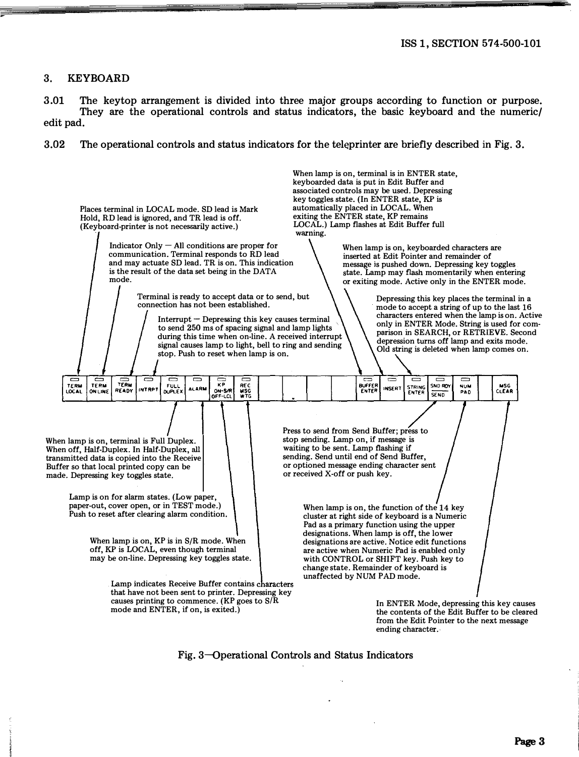## 3. KEYBOARD

3.01 The keytop arrangement is divided into three major groups according to function or purpose. They are the operational controls and status indicators, the basic keyboard and the numeric/edit pad.

3.02 The operational controls and status indicators for the teleprinter are briefly described in Fig. 3.

Places terminal in LOCAL mode. SD lead is Mark Hold, RD lead is ignored, and TR lead is off. (Keyboard-printer is not necessarily active.)

Indicator Only — All conditions are proper for communication. Terminal responds to RD lead and may actuate SD lead. TR is on. This indication is the result of the data set being in the DATA mode.

Terminal is ready to accept data or to send, but connection has not been established.

Interrupt — Depressing this key causes terminal to send 250 ms of spacing signal and lamp lights during this time when on-line. A received interrupt signal causes lamp to light, bell to ring and sending stop. Push to reset when lamp is on.

When lamp is on, terminal is in ENTER state, keyboarded data is put in Edit Buffer and associated controls may be used. Depressing key toggles state. (In ENTER state, KP is automatically placed in LOCAL. When exiting the ENTER state, KP remains LOCAL.) Lamp flashes at Edit Buffer full warning.

When lamp is on, keyboarded characters are inserted at Edit Pointer and remainder of message is pushed down. Depressing key toggles state. Lamp may flash momentarily when entering or exiting mode. Active only in the ENTER mode.

Depressing this key places the terminal in a mode to accept a string of up to the last 16 characters entered when the lamp is on. Active only in ENTER Mode. String is used for comparison in SEARCH, or RETRIEVE. Second depression turns off lamp and exits mode. Old string is deleted when lamp comes on.

| TERM LOCAL | TERM ON LINE | TERM READY | INTRPT | FULL DUPLEX | ALARM | KP ON-S/R OFF-LCL | REC MSG WTG | | | | | BUFFER ENTER | INSERT | STRING ENTER | SND RDY / SEND | NUM PAD | | MSG CLEAR |
|---|---|---|---|---|---|---|---|---|---|---|---|---|---|---|---|---|---|---|

When lamp is on, terminal is Full Duplex. When off, Half-Duplex. In Half-Duplex, all transmitted data is copied into the Receive Buffer so that local printed copy can be made. Depressing key toggles state.

Lamp is on for alarm states. (Low paper, paper-out, cover open, or in TEST mode.) Push to reset after clearing alarm condition.

When lamp is on, KP is in S/R mode. When off, KP is LOCAL, even though terminal may be on-line. Depressing key toggles state.

Lamp indicates Receive Buffer contains characters that have not been sent to printer. Depressing key causes printing to commence. (KP goes to S/R mode and ENTER, if on, is exited.)

Press to send from Send Buffer; press to stop sending. Lamp on, if message is waiting to be sent. Lamp flashing if sending. Send until end of Send Buffer, or optioned message ending character sent or received X-off or push key.

When lamp is on, the function of the 14 key cluster at right side of keyboard is a Numeric Pad as a primary function using the upper designations. When lamp is off, the lower designations are active. Notice edit functions are active when Numeric Pad is enabled only with CONTROL or SHIFT key. Push key to change state. Remainder of keyboard is unaffected by NUM PAD mode.

In ENTER Mode, depressing this key causes the contents of the Edit Buffer to be cleared from the Edit Pointer to the next message ending character.

Fig. 3—Operational Controls and Status Indicators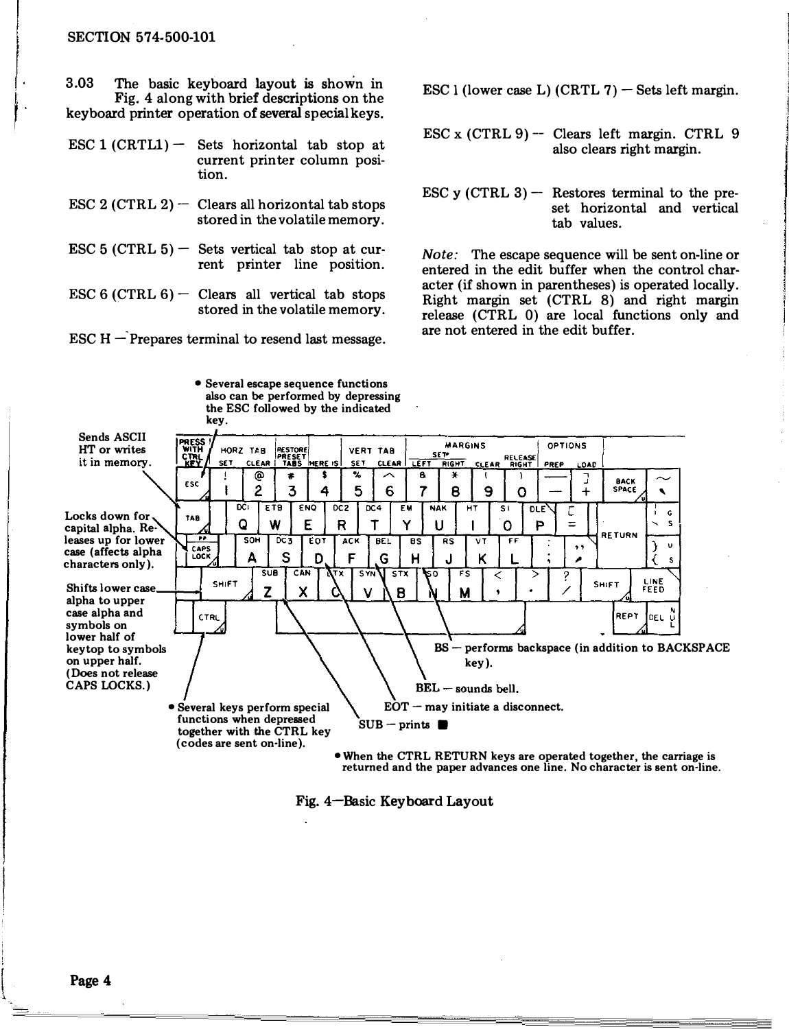3.03 The basic keyboard layout is shown in Fig. 4 along with brief descriptions on the keyboard printer operation of several special keys.

ESC 1 (CRTL1) — Sets horizontal tab stop at current printer column position.

ESC 2 (CTRL 2) — Clears all horizontal tab stops stored in the volatile memory.

ESC 5 (CTRL 5) — Sets vertical tab stop at current printer line position.

ESC 6 (CTRL 6) — Clears all vertical tab stops stored in the volatile memory.

ESC H — Prepares terminal to resend last message.

ESC l (lower case L) (CRTL 7) — Sets left margin.

ESC x (CTRL 9) — Clears left margin. CTRL 9 also clears right margin.

ESC y (CTRL 3) — Restores terminal to the preset horizontal and vertical tab values.

*Note:* The escape sequence will be sent on-line or entered in the edit buffer when the control character (if shown in parentheses) is operated locally. Right margin set (CTRL 8) and right margin release (CTRL 0) are local functions only and are not entered in the edit buffer.

- Several escape sequence functions also can be performed by depressing the ESC followed by the indicated key.

Sends ASCII HT or writes it in memory.

Locks down for capital alpha. Releases up for lower case (affects alpha characters only).

Shifts lower case alpha to upper case alpha and symbols on lower half of keytop to symbols on upper half. (Does not release CAPS LOCKS.)

- Several keys perform special functions when depressed together with the CTRL key (codes are sent on-line).

BS — performs backspace (in addition to BACKSPACE key).

BEL — sounds bell.

EOT — may initiate a disconnect.

SUB — prints ■

- When the CTRL RETURN keys are operated together, the carriage is returned and the paper advances one line. No character is sent on-line.

Fig. 4—Basic Keyboard Layout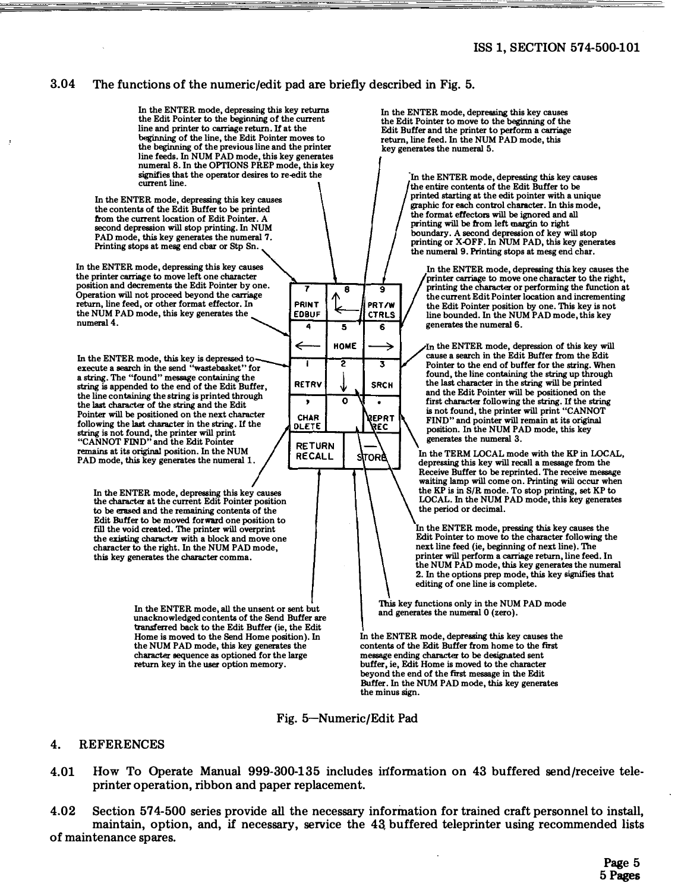3.04 The functions of the numeric/edit pad are briefly described in Fig. 5.

In the ENTER mode, depressing this key returns the Edit Pointer to the beginning of the current line and printer to carriage return. If at the beginning of the line, the Edit Pointer moves to the beginning of the previous line and the printer line feeds. In NUM PAD mode, this key generates numeral 8. In the OPTIONS PREP mode, this key signifies that the operator desires to re-edit the current line.

In the ENTER mode, depressing this key causes the Edit Pointer to move to the beginning of the Edit Buffer and the printer to perform a carriage return, line feed. In the NUM PAD mode, this key generates the numeral 5.

In the ENTER mode, depressing this key causes the contents of the Edit Buffer to be printed from the current location of Edit Pointer. A second depression will stop printing. In NUM PAD mode, this key generates the numeral 7. Printing stops at mesg end cbar or Stp Sn.

In the ENTER mode, depressing this key causes the entire contents of the Edit Buffer to be printed starting at the edit pointer with a unique graphic for each control character. In this mode, the format effectors will be ignored and all printing will be from left margin to right boundary. A second depression of key will stop printing or X-OFF. In NUM PAD, this key generates the numeral 9. Printing stops at mesg end char.

In the ENTER mode, depressing this key causes the printer carriage to move left one character position and decrements the Edit Pointer by one. Operation will not proceed beyond the carriage return, line feed, or other format effector. In the NUM PAD mode, this key generates the numeral 4.

In the ENTER mode, depressing this key causes the printer carriage to move one character to the right, printing the character or performing the function at the current Edit Pointer location and incrementing the Edit Pointer position by one. This key is not line bounded. In the NUM PAD mode, this key generates the numeral 6.

In the ENTER mode, this key is depressed to execute a search in the send "wastebasket" for a string. The "found" message containing the string is appended to the end of the Edit Buffer, the line containing the string is printed through the last character of the string and the Edit Pointer will be positioned on the next character following the last character in the string. If the string is not found, the printer will print "CANNOT FIND" and the Edit Pointer remains at its original position. In the NUM PAD mode, this key generates the numeral 1.

In the ENTER mode, depression of this key will cause a search in the Edit Buffer from the Edit Pointer to the end of buffer for the string. When found, the line containing the string up through the last character in the string will be printed and the Edit Pointer will be positioned on the first character following the string. If the string is not found, the printer will print "CANNOT FIND" and pointer will remain at its original position. In the NUM PAD mode, this key generates the numeral 3.

In the TERM LOCAL mode with the KP in LOCAL, depressing this key will recall a message from the Receive Buffer to be reprinted. The receive message waiting lamp will come on. Printing will occur when the KP is in S/R mode. To stop printing, set KP to LOCAL. In the NUM PAD mode, this key generates the period or decimal.

In the ENTER mode, depressing this key causes the character at the current Edit Pointer position to be erased and the remaining contents of the Edit Buffer to be moved forward one position to fill the void created. The printer will overprint the existing character with a block and move one character to the right. In the NUM PAD mode, this key generates the character comma.

In the ENTER mode, pressing this key causes the Edit Pointer to move to the character following the next line feed (ie, beginning of next line). The printer will perform a carriage return, line feed. In the NUM PAD mode, this key generates the numeral 2. In the options prep mode, this key signifies that editing of one line is complete.

In the ENTER mode, all the unsent or sent but unacknowledged contents of the Send Buffer are transferred back to the Edit Buffer (ie, the Edit Home is moved to the Send Home position). In the NUM PAD mode, this key generates the character sequence as optioned for the large return key in the user option memory.

This key functions only in the NUM PAD mode and generates the numeral 0 (zero).

In the ENTER mode, depressing this key causes the contents of the Edit Buffer from home to the first message ending character to be designated sent buffer, ie, Edit Home is moved to the character beyond the end of the first message in the Edit Buffer. In the NUM PAD mode, this key generates the minus sign.

| | | |
|---|---|---|
| 7 PRINT EDBUF | 8 ↰ | 9 PRT/W CTRLS |
| 4 ← | 5 HOME | 6 → |
| 1 RETRV | 2 ↓ | 3 SRCH |
| , CHAR DLETE | 0 | . REPRT REC |
| RETURN RECALL | | — STORE |

Fig. 5—Numeric/Edit Pad

## 4. REFERENCES

4.01 How To Operate Manual 999-300-135 includes information on 43 buffered send/receive teleprinter operation, ribbon and paper replacement.

4.02 Section 574-500 series provide all the necessary information for trained craft personnel to install, maintain, option, and, if necessary, service the 43 buffered teleprinter using recommended lists of maintenance spares.